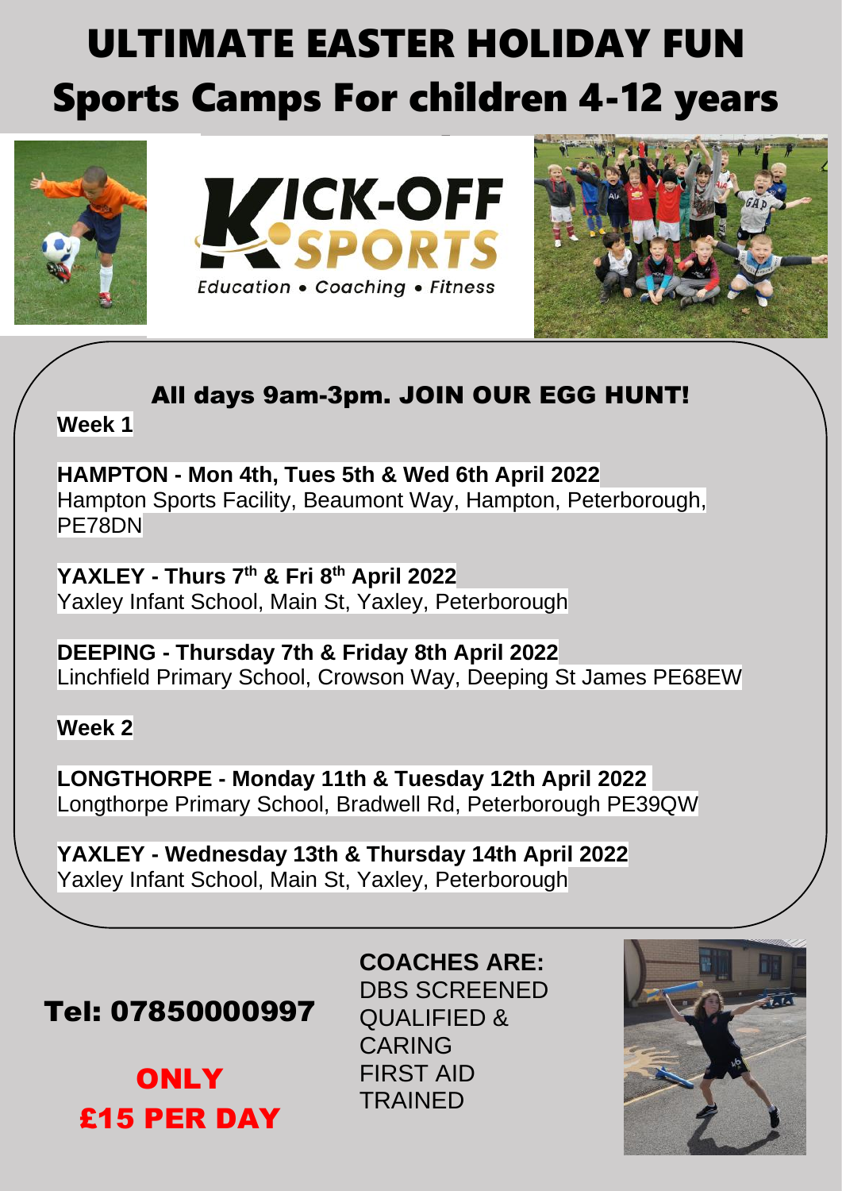# ULTIMATE EASTER HOLIDAY FUN
# Sports Camps For children 4-12 years

KICK-OFF SPORTS

*Education • Coaching • Fitness*

## All days 9am-3pm. JOIN OUR EGG HUNT!

**Week 1**

**HAMPTON - Mon 4th, Tues 5th & Wed 6th April 2022**
Hampton Sports Facility, Beaumont Way, Hampton, Peterborough, PE78DN

**YAXLEY - Thurs 7th & Fri 8th April 2022**
Yaxley Infant School, Main St, Yaxley, Peterborough

**DEEPING - Thursday 7th & Friday 8th April 2022**
Linchfield Primary School, Crowson Way, Deeping St James PE68EW

**Week 2**

**LONGTHORPE - Monday 11th & Tuesday 12th April 2022**
Longthorpe Primary School, Bradwell Rd, Peterborough PE39QW

**YAXLEY - Wednesday 13th & Thursday 14th April 2022**
Yaxley Infant School, Main St, Yaxley, Peterborough

**Tel: 07850000997**

**ONLY £15 PER DAY**

**COACHES ARE:**
DBS SCREENED
QUALIFIED & CARING
FIRST AID TRAINED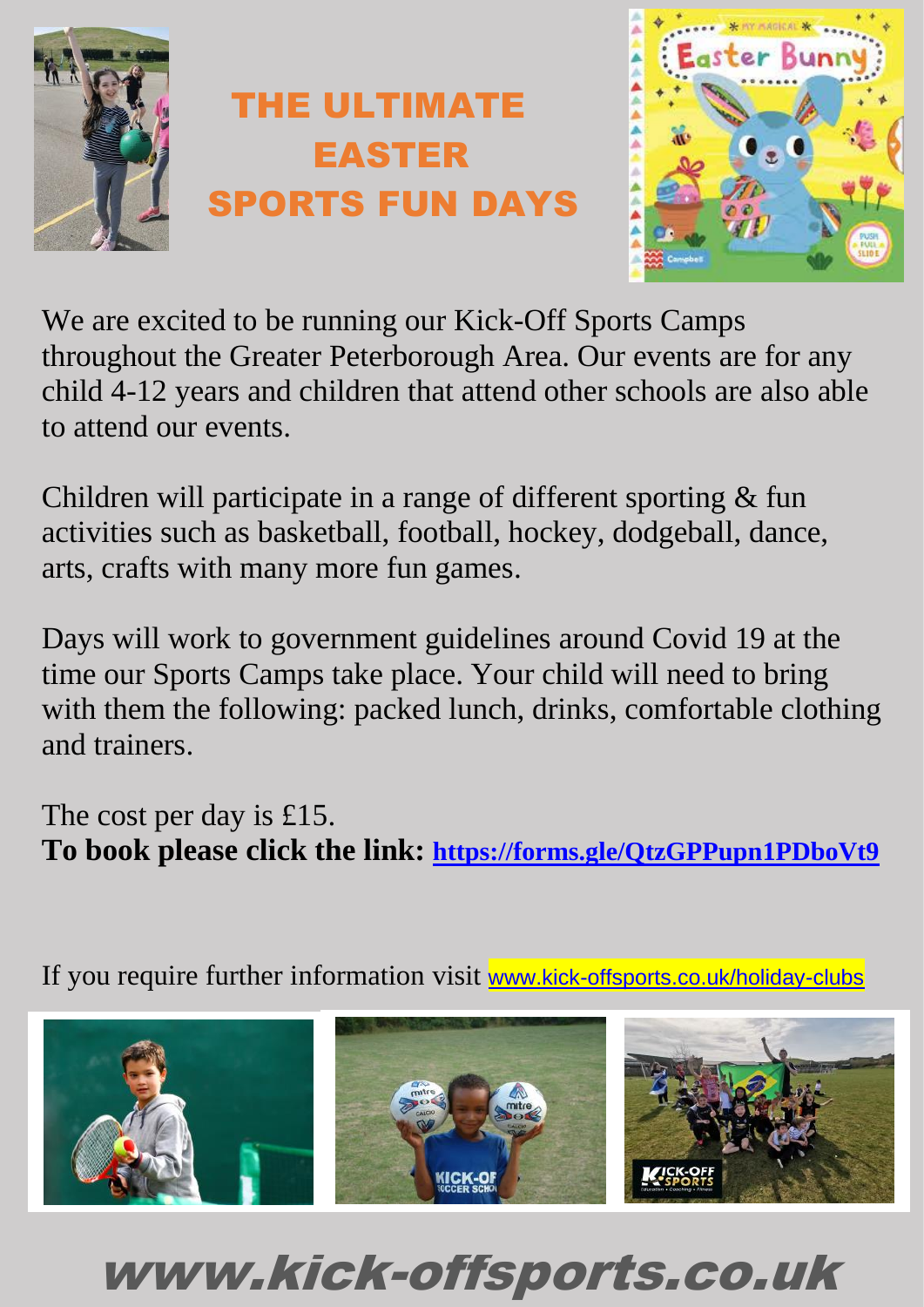# THE ULTIMATE EASTER SPORTS FUN DAYS

We are excited to be running our Kick-Off Sports Camps throughout the Greater Peterborough Area. Our events are for any child 4-12 years and children that attend other schools are also able to attend our events.

Children will participate in a range of different sporting & fun activities such as basketball, football, hockey, dodgeball, dance, arts, crafts with many more fun games.

Days will work to government guidelines around Covid 19 at the time our Sports Camps take place. Your child will need to bring with them the following: packed lunch, drinks, comfortable clothing and trainers.

The cost per day is £15.

**To book please click the link: https://forms.gle/QtzGPPupn1PDboVt9**

If you require further information visit www.kick-offsports.co.uk/holiday-clubs

**www.kick-offsports.co.uk**